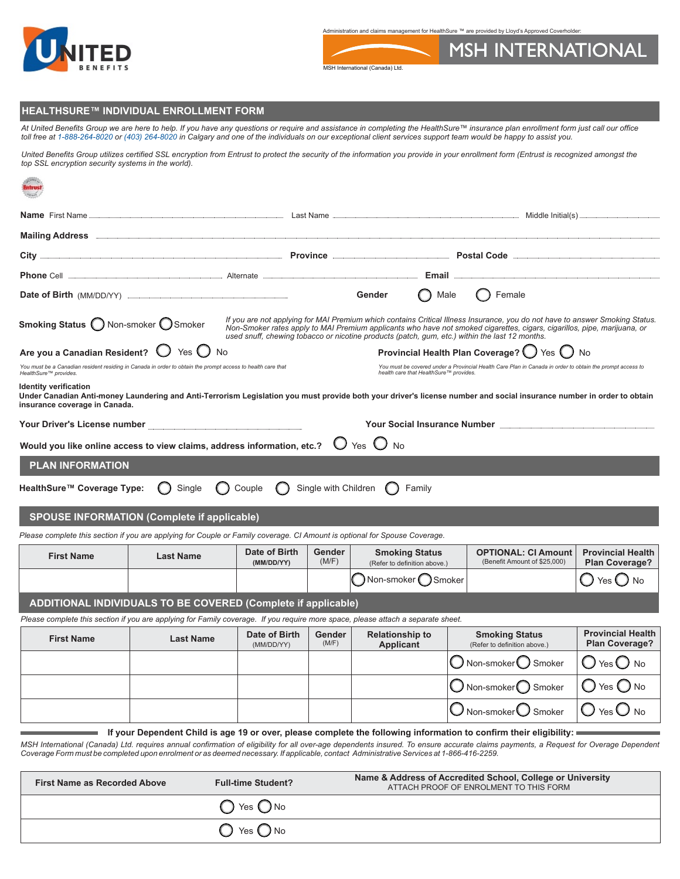Administration and claims management for HealthSure ™ are provided by Lloyd's Approved Coverholder:

MSH INTERNATIONAL

MSH International (Canada) Ltd.

## HEALTHSURE™ INDIVIDUAL ENROLLMENT FORM

*At United Benefits Group we are here to help. If you have any questions or require and assistance in completing the HealthSure™ insurance plan enrollment form just call our office toll free at 1-888-264-8020 or (403) 264-8020 in Calgary and one of the individuals on our exceptional client services support team would be happy to assist you.*

*United Benefits Group utilizes certified SSL encryption from Entrust to protect the security of the information you provide in your enrollment form (Entrust is recognized amongst the top SSL encryption security systems in the world).*

**Name** First Name ________ Last Name ________ Middle Initial(s) ________

**Mailing Address** ________

**City** ________ **Province** ________ **Postal Code** ________

**Phone** Cell ________ Alternate ________ **Email** ________

**Date of Birth** (MM/DD/YY) ________ **Gender** ◯ Male ◯ Female

**Smoking Status** ◯ Non-smoker ◯ Smoker

*If you are not applying for MAI Premium which contains Critical Illness Insurance, you do not have to answer Smoking Status. Non-Smoker rates apply to MAI Premium applicants who have not smoked cigarettes, cigars, cigarillos, pipe, marijuana, or used snuff, chewing tobacco or nicotine products (patch, gum, etc.) within the last 12 months.*

**Are you a Canadian Resident?** ◯ Yes ◯ No

*You must be a Canadian resident residing in Canada in order to obtain the prompt access to health care that HealthSure™ provides.*

**Provincial Health Plan Coverage?** ◯ Yes ◯ No

*You must be covered under a Provincial Health Care Plan in Canada in order to obtain the prompt access to health care that HealthSure™ provides.*

**Identity verification**

**Under Canadian Anti-money Laundering and Anti-Terrorism Legislation you must provide both your driver's license number and social insurance number in order to obtain insurance coverage in Canada.**

**Your Driver's License number** ________ **Your Social Insurance Number** ________

**Would you like online access to view claims, address information, etc.?** ◯ Yes ◯ No

## PLAN INFORMATION

**HealthSure™ Coverage Type:** ◯ Single ◯ Couple ◯ Single with Children ◯ Family

## SPOUSE INFORMATION (Complete if applicable)

*Please complete this section if you are applying for Couple or Family coverage. CI Amount is optional for Spouse Coverage.*

| First Name | Last Name | Date of Birth (MM/DD/YY) | Gender (M/F) | Smoking Status (Refer to definition above.) | OPTIONAL: CI Amount (Benefit Amount of $25,000) | Provincial Health Plan Coverage? |
|---|---|---|---|---|---|---|
| | | | | ◯ Non-smoker ◯ Smoker | | ◯ Yes ◯ No |

## ADDITIONAL INDIVIDUALS TO BE COVERED (Complete if applicable)

*Please complete this section if you are applying for Family coverage. If you require more space, please attach a separate sheet.*

| First Name | Last Name | Date of Birth (MM/DD/YY) | Gender (M/F) | Relationship to Applicant | Smoking Status (Refer to definition above.) | Provincial Health Plan Coverage? |
|---|---|---|---|---|---|---|
| | | | | | ◯ Non-smoker ◯ Smoker | ◯ Yes ◯ No |
| | | | | | ◯ Non-smoker ◯ Smoker | ◯ Yes ◯ No |
| | | | | | ◯ Non-smoker ◯ Smoker | ◯ Yes ◯ No |

**If your Dependent Child is age 19 or over, please complete the following information to confirm their eligibility:**

*MSH International (Canada) Ltd. requires annual confirmation of eligibility for all over-age dependents insured. To ensure accurate claims payments, a Request for Overage Dependent Coverage Form must be completed upon enrolment or as deemed necessary. If applicable, contact Administrative Services at 1-866-416-2259.*

| First Name as Recorded Above | Full-time Student? | Name & Address of Accredited School, College or University ATTACH PROOF OF ENROLMENT TO THIS FORM |
|---|---|---|
| | ◯ Yes ◯ No | |
| | ◯ Yes ◯ No | |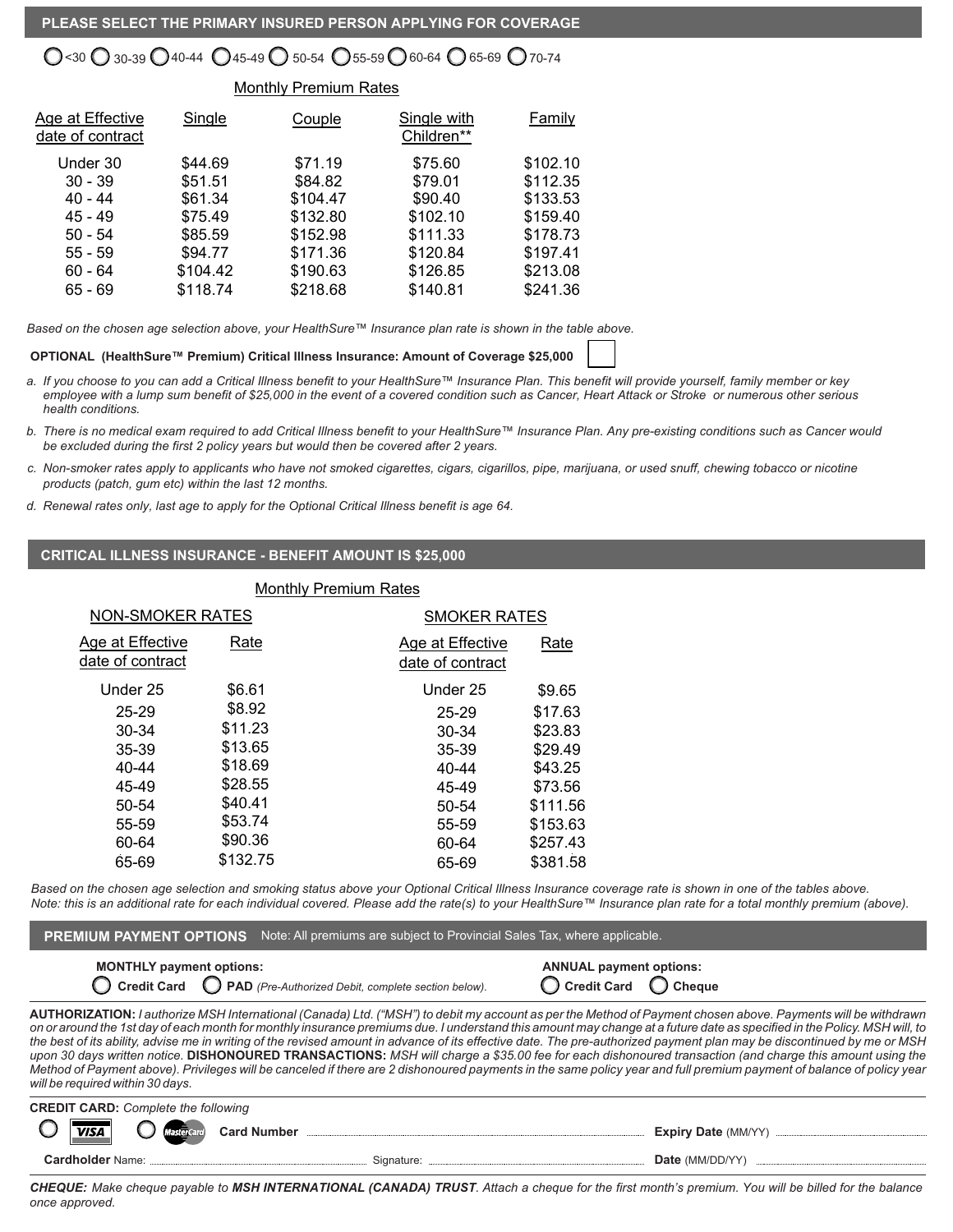## PLEASE SELECT THE PRIMARY INSURED PERSON APPLYING FOR COVERAGE

◯ <30 ◯ 30-39 ◯ 40-44 ◯ 45-49 ◯ 50-54 ◯ 55-59 ◯ 60-64 ◯ 65-69 ◯ 70-74

Monthly Premium Rates

| Age at Effective date of contract | Single | Couple | Single with Children** | Family |
|---|---|---|---|---|
| Under 30 | $44.69 | $71.19 | $75.60 | $102.10 |
| 30 - 39 | $51.51 | $84.82 | $79.01 | $112.35 |
| 40 - 44 | $61.34 | $104.47 | $90.40 | $133.53 |
| 45 - 49 | $75.49 | $132.80 | $102.10 | $159.40 |
| 50 - 54 | $85.59 | $152.98 | $111.33 | $178.73 |
| 55 - 59 | $94.77 | $171.36 | $120.84 | $197.41 |
| 60 - 64 | $104.42 | $190.63 | $126.85 | $213.08 |
| 65 - 69 | $118.74 | $218.68 | $140.81 | $241.36 |

*Based on the chosen age selection above, your HealthSure™ Insurance plan rate is shown in the table above.*

**OPTIONAL (HealthSure™ Premium) Critical Illness Insurance: Amount of Coverage $25,000** ☐

a. *If you choose to you can add a Critical Illness benefit to your HealthSure™ Insurance Plan. This benefit will provide yourself, family member or key employee with a lump sum benefit of $25,000 in the event of a covered condition such as Cancer, Heart Attack or Stroke or numerous other serious health conditions.*

b. *There is no medical exam required to add Critical Illness benefit to your HealthSure™ Insurance Plan. Any pre-existing conditions such as Cancer would be excluded during the first 2 policy years but would then be covered after 2 years.*

c. *Non-smoker rates apply to applicants who have not smoked cigarettes, cigars, cigarillos, pipe, marijuana, or used snuff, chewing tobacco or nicotine products (patch, gum etc) within the last 12 months.*

d. *Renewal rates only, last age to apply for the Optional Critical Illness benefit is age 64.*

## CRITICAL ILLNESS INSURANCE - BENEFIT AMOUNT IS $25,000

Monthly Premium Rates

| NON-SMOKER RATES | | SMOKER RATES | |
|---|---|---|---|
| Age at Effective date of contract | Rate | Age at Effective date of contract | Rate |
| Under 25 | $6.61 | Under 25 | $9.65 |
| 25-29 | $8.92 | 25-29 | $17.63 |
| 30-34 | $11.23 | 30-34 | $23.83 |
| 35-39 | $13.65 | 35-39 | $29.49 |
| 40-44 | $18.69 | 40-44 | $43.25 |
| 45-49 | $28.55 | 45-49 | $73.56 |
| 50-54 | $40.41 | 50-54 | $111.56 |
| 55-59 | $53.74 | 55-59 | $153.63 |
| 60-64 | $90.36 | 60-64 | $257.43 |
| 65-69 | $132.75 | 65-69 | $381.58 |

*Based on the chosen age selection and smoking status above your Optional Critical Illness Insurance coverage rate is shown in one of the tables above. Note: this is an additional rate for each individual covered. Please add the rate(s) to your HealthSure™ Insurance plan rate for a total monthly premium (above).*

## PREMIUM PAYMENT OPTIONS

Note: All premiums are subject to Provincial Sales Tax, where applicable.

**MONTHLY payment options:**
◯ **Credit Card** ◯ **PAD** *(Pre-Authorized Debit, complete section below).*

**ANNUAL payment options:**
◯ **Credit Card** ◯ **Cheque**

**AUTHORIZATION:** *I authorize MSH International (Canada) Ltd. ("MSH") to debit my account as per the Method of Payment chosen above. Payments will be withdrawn on or around the 1st day of each month for monthly insurance premiums due. I understand this amount may change at a future date as specified in the Policy. MSH will, to the best of its ability, advise me in writing of the revised amount in advance of its effective date. The pre-authorized payment plan may be discontinued by me or MSH upon 30 days written notice.* **DISHONOURED TRANSACTIONS:** *MSH will charge a $35.00 fee for each dishonoured transaction (and charge this amount using the Method of Payment above). Privileges will be canceled if there are 2 dishonoured payments in the same policy year and full premium payment of balance of policy year will be required within 30 days.*

**CREDIT CARD:** *Complete the following*

◯ VISA ◯ MasterCard **Card Number** ____________________ **Expiry Date** (MM/YY) ____________

**Cardholder** Name: ____________________ Signature: ____________________ **Date** (MM/DD/YY) ____________

***CHEQUE:*** *Make cheque payable to* ***MSH INTERNATIONAL (CANADA) TRUST****. Attach a cheque for the first month's premium. You will be billed for the balance once approved.*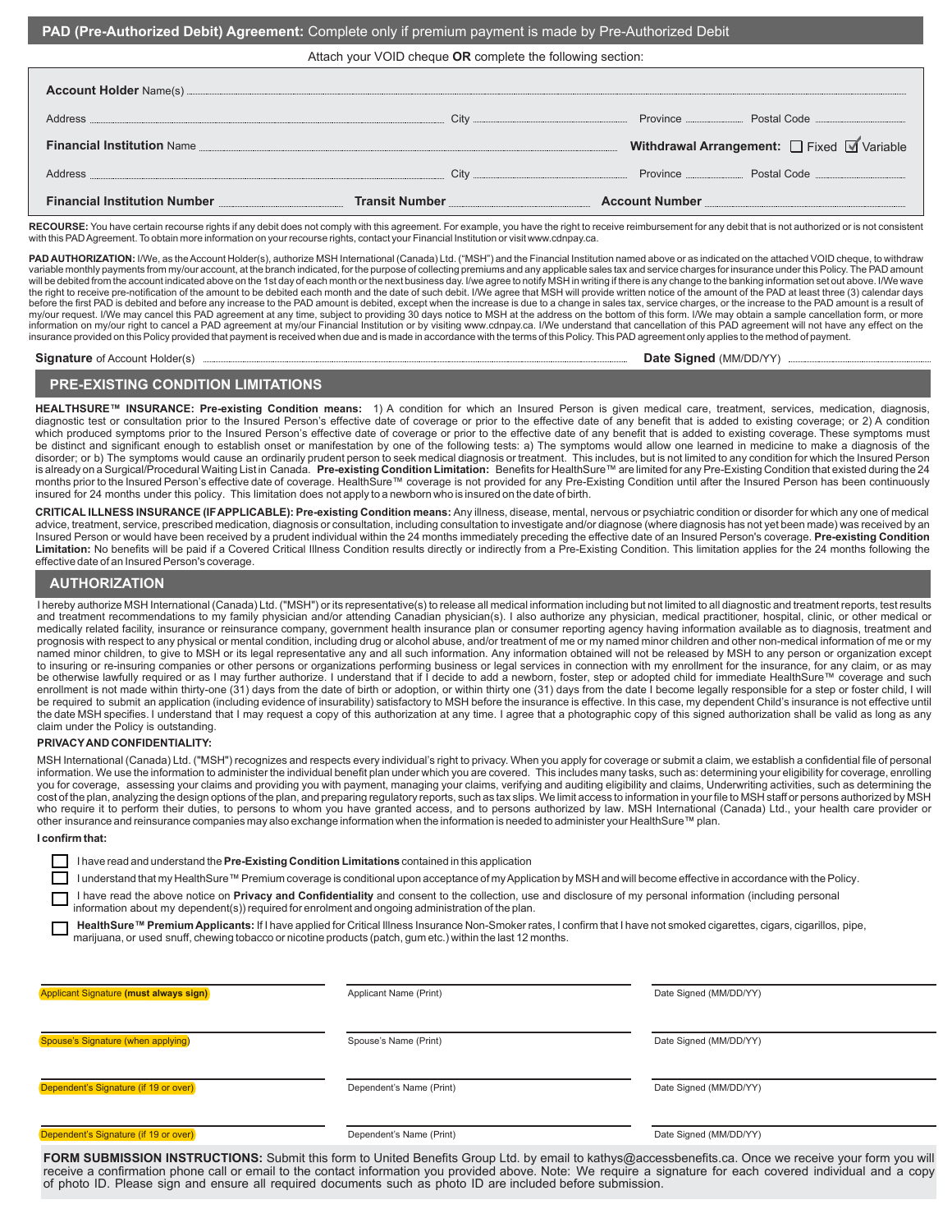## PAD (Pre-Authorized Debit) Agreement: Complete only if premium payment is made by Pre-Authorized Debit

Attach your VOID cheque **OR** complete the following section:

**Account Holder** Name(s) ..........

Address .......... City .......... Province .......... Postal Code ..........

**Financial Institution** Name .......... **Withdrawal Arrangement:** ☐ Fixed ☑ Variable

Address .......... City .......... Province .......... Postal Code ..........

**Financial Institution Number** .......... **Transit Number** .......... **Account Number** ..........

**RECOURSE:** You have certain recourse rights if any debit does not comply with this agreement. For example, you have the right to receive reimbursement for any debit that is not authorized or is not consistent with this PAD Agreement. To obtain more information on your recourse rights, contact your Financial Institution or visit www.cdnpay.ca.

**PAD AUTHORIZATION:** I/We, as the Account Holder(s), authorize MSH International (Canada) Ltd. ("MSH") and the Financial Institution named above or as indicated on the attached VOID cheque, to withdraw variable monthly payments from my/our account, at the branch indicated, for the purpose of collecting premiums and any applicable sales tax and service charges for insurance under this Policy. The PAD amount will be debited from the account indicated above on the 1st day of each month or the next business day. I/we agree to notify MSH in writing if there is any change to the banking information set out above. I/We wave the right to receive pre-notification of the amount to be debited each month and the date of such debit. I/We agree that MSH will provide written notice of the amount of the PAD at least three (3) calendar days before the first PAD is debited and before any increase to the PAD amount is debited, except when the increase is due to a change in sales tax, service charges, or the increase to the PAD amount is a result of my/our request. I/We may cancel this PAD agreement at any time, subject to providing 30 days notice to MSH at the address on the bottom of this form. I/We may obtain a sample cancellation form, or more information on my/our right to cancel a PAD agreement at my/our Financial Institution or by visiting www.cdnpay.ca. I/We understand that cancellation of this PAD agreement will not have any effect on the insurance provided on this Policy provided that payment is received when due and is made in accordance with the terms of this Policy. This PAD agreement only applies to the method of payment.

**Signature** of Account Holder(s) .......... **Date Signed** (MM/DD/YY) ..........

## PRE-EXISTING CONDITION LIMITATIONS

**HEALTHSURE™ INSURANCE: Pre-existing Condition means:** 1) A condition for which an Insured Person is given medical care, treatment, services, medication, diagnosis, diagnostic test or consultation prior to the Insured Person's effective date of coverage or prior to the effective date of any benefit that is added to existing coverage; or 2) A condition which produced symptoms prior to the Insured Person's effective date of coverage or prior to the effective date of any benefit that is added to existing coverage. These symptoms must be distinct and significant enough to establish onset or manifestation by one of the following tests: a) The symptoms would allow one learned in medicine to make a diagnosis of the disorder; or b) The symptoms would cause an ordinarily prudent person to seek medical diagnosis or treatment. This includes, but is not limited to any condition for which the Insured Person is already on a Surgical/Procedural Waiting List in Canada. **Pre-existing Condition Limitation:** Benefits for HealthSure™ are limited for any Pre-Existing Condition that existed during the 24 months prior to the Insured Person's effective date of coverage. HealthSure™ coverage is not provided for any Pre-Existing Condition until after the Insured Person has been continuously insured for 24 months under this policy. This limitation does not apply to a newborn who is insured on the date of birth.

**CRITICAL ILLNESS INSURANCE (IF APPLICABLE): Pre-existing Condition means:** Any illness, disease, mental, nervous or psychiatric condition or disorder for which any one of medical advice, treatment, service, prescribed medication, diagnosis or consultation, including consultation to investigate and/or diagnose (where diagnosis has not yet been made) was received by an Insured Person or would have been received by a prudent individual within the 24 months immediately preceding the effective date of an Insured Person's coverage. **Pre-existing Condition Limitation:** No benefits will be paid if a Covered Critical Illness Condition results directly or indirectly from a Pre-Existing Condition. This limitation applies for the 24 months following the effective date of an Insured Person's coverage.

## AUTHORIZATION

I hereby authorize MSH International (Canada) Ltd. ("MSH") or its representative(s) to release all medical information including but not limited to all diagnostic and treatment reports, test results and treatment recommendations to my family physician and/or attending Canadian physician(s). I also authorize any physician, medical practitioner, hospital, clinic, or other medical or medically related facility, insurance or reinsurance company, government health insurance plan or consumer reporting agency having information available as to diagnosis, treatment and prognosis with respect to any physical or mental condition, including drug or alcohol abuse, and/or treatment of me or my named minor children and other non-medical information of me or my named minor children, to give to MSH or its legal representative any and all such information. Any information obtained will not be released by MSH to any person or organization except to insuring or re-insuring companies or other persons or organizations performing business or legal services in connection with my enrollment for the insurance, for any claim, or as may be otherwise lawfully required or as I may further authorize. I understand that if I decide to add a newborn, foster, step or adopted child for immediate HealthSure™ coverage and such enrollment is not made within thirty-one (31) days from the date of birth or adoption, or within thirty one (31) days from the date I become legally responsible for a step or foster child, I will be required to submit an application (including evidence of insurability) satisfactory to MSH before the insurance is effective. In this case, my dependent Child's insurance is not effective until the date MSH specifies. I understand that I may request a copy of this authorization at any time. I agree that a photographic copy of this signed authorization shall be valid as long as any claim under the Policy is outstanding.

**PRIVACY AND CONFIDENTIALITY:**

MSH International (Canada) Ltd. ("MSH") recognizes and respects every individual's right to privacy. When you apply for coverage or submit a claim, we establish a confidential file of personal information. We use the information to administer the individual benefit plan under which you are covered. This includes many tasks, such as: determining your eligibility for coverage, enrolling you for coverage, assessing your claims and providing you with payment, managing your claims, verifying and auditing eligibility and claims, Underwriting activities, such as determining the cost of the plan, analyzing the design options of the plan, and preparing regulatory reports, such as tax slips. We limit access to information in your file to MSH staff or persons authorized by MSH who require it to perform their duties, to persons to whom you have granted access, and to persons authorized by law. MSH International (Canada) Ltd., your health care provider or other insurance and reinsurance companies may also exchange information when the information is needed to administer your HealthSure™ plan.

**I confirm that:**

- ☐ I have read and understand the **Pre-Existing Condition Limitations** contained in this application
- ☐ I understand that my HealthSure™ Premium coverage is conditional upon acceptance of my Application by MSH and will become effective in accordance with the Policy.
- ☐ I have read the above notice on **Privacy and Confidentiality** and consent to the collection, use and disclosure of my personal information (including personal information about my dependent(s)) required for enrolment and ongoing administration of the plan.
- ☐ **HealthSure™ Premium Applicants:** If I have applied for Critical Illness Insurance Non-Smoker rates, I confirm that I have not smoked cigarettes, cigars, cigarillos, pipe, marijuana, or used snuff, chewing tobacco or nicotine products (patch, gum etc.) within the last 12 months.

| | | |
|---|---|---|
| Applicant Signature **(must always sign)** | Applicant Name (Print) | Date Signed (MM/DD/YY) |
| Spouse's Signature (when applying) | Spouse's Name (Print) | Date Signed (MM/DD/YY) |
| Dependent's Signature (if 19 or over) | Dependent's Name (Print) | Date Signed (MM/DD/YY) |
| Dependent's Signature (if 19 or over) | Dependent's Name (Print) | Date Signed (MM/DD/YY) |

**FORM SUBMISSION INSTRUCTIONS:** Submit this form to United Benefits Group Ltd. by email to kathys@accessbenefits.ca. Once we receive your form you will receive a confirmation phone call or email to the contact information you provided above. Note: We require a signature for each covered individual and a copy of photo ID. Please sign and ensure all required documents such as photo ID are included before submission.